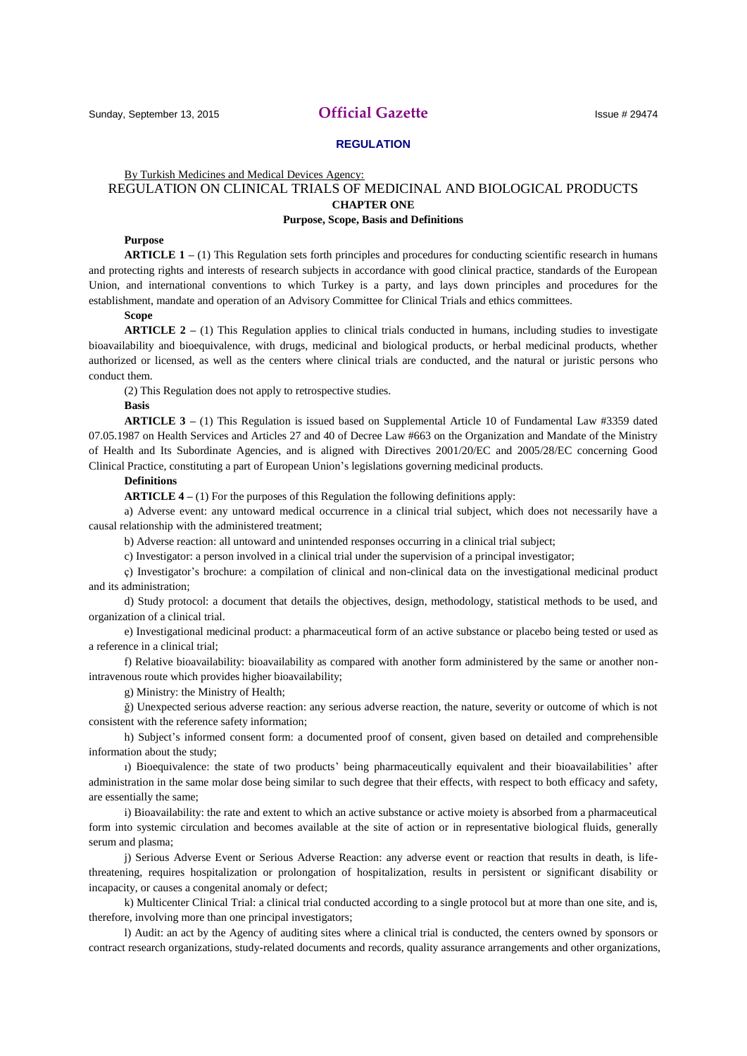Sunday, September 13, 2015 **Official Gazette** Issue # 29474

**REGULATION**

By Turkish Medicines and Medical Devices Agency:

# REGULATION ON CLINICAL TRIALS OF MEDICINAL AND BIOLOGICAL PRODUCTS

## CHAPTER ONE

## Purpose, Scope, Basis and Definitions

**Purpose**

**ARTICLE 1 –** (1) This Regulation sets forth principles and procedures for conducting scientific research in humans and protecting rights and interests of research subjects in accordance with good clinical practice, standards of the European Union, and international conventions to which Turkey is a party, and lays down principles and procedures for the establishment, mandate and operation of an Advisory Committee for Clinical Trials and ethics committees.

**Scope**

**ARTICLE 2 –** (1) This Regulation applies to clinical trials conducted in humans, including studies to investigate bioavailability and bioequivalence, with drugs, medicinal and biological products, or herbal medicinal products, whether authorized or licensed, as well as the centers where clinical trials are conducted, and the natural or juristic persons who conduct them.

(2) This Regulation does not apply to retrospective studies.

**Basis**

**ARTICLE 3 –** (1) This Regulation is issued based on Supplemental Article 10 of Fundamental Law #3359 dated 07.05.1987 on Health Services and Articles 27 and 40 of Decree Law #663 on the Organization and Mandate of the Ministry of Health and Its Subordinate Agencies, and is aligned with Directives 2001/20/EC and 2005/28/EC concerning Good Clinical Practice, constituting a part of European Union's legislations governing medicinal products.

**Definitions**

**ARTICLE 4 –** (1) For the purposes of this Regulation the following definitions apply:

a) Adverse event: any untoward medical occurrence in a clinical trial subject, which does not necessarily have a causal relationship with the administered treatment;

b) Adverse reaction: all untoward and unintended responses occurring in a clinical trial subject;

c) Investigator: a person involved in a clinical trial under the supervision of a principal investigator;

ç) Investigator's brochure: a compilation of clinical and non-clinical data on the investigational medicinal product and its administration;

d) Study protocol: a document that details the objectives, design, methodology, statistical methods to be used, and organization of a clinical trial.

e) Investigational medicinal product: a pharmaceutical form of an active substance or placebo being tested or used as a reference in a clinical trial;

f) Relative bioavailability: bioavailability as compared with another form administered by the same or another non-intravenous route which provides higher bioavailability;

g) Ministry: the Ministry of Health;

ğ) Unexpected serious adverse reaction: any serious adverse reaction, the nature, severity or outcome of which is not consistent with the reference safety information;

h) Subject's informed consent form: a documented proof of consent, given based on detailed and comprehensible information about the study;

ı) Bioequivalence: the state of two products' being pharmaceutically equivalent and their bioavailabilities' after administration in the same molar dose being similar to such degree that their effects, with respect to both efficacy and safety, are essentially the same;

i) Bioavailability: the rate and extent to which an active substance or active moiety is absorbed from a pharmaceutical form into systemic circulation and becomes available at the site of action or in representative biological fluids, generally serum and plasma;

j) Serious Adverse Event or Serious Adverse Reaction: any adverse event or reaction that results in death, is life-threatening, requires hospitalization or prolongation of hospitalization, results in persistent or significant disability or incapacity, or causes a congenital anomaly or defect;

k) Multicenter Clinical Trial: a clinical trial conducted according to a single protocol but at more than one site, and is, therefore, involving more than one principal investigators;

l) Audit: an act by the Agency of auditing sites where a clinical trial is conducted, the centers owned by sponsors or contract research organizations, study-related documents and records, quality assurance arrangements and other organizations,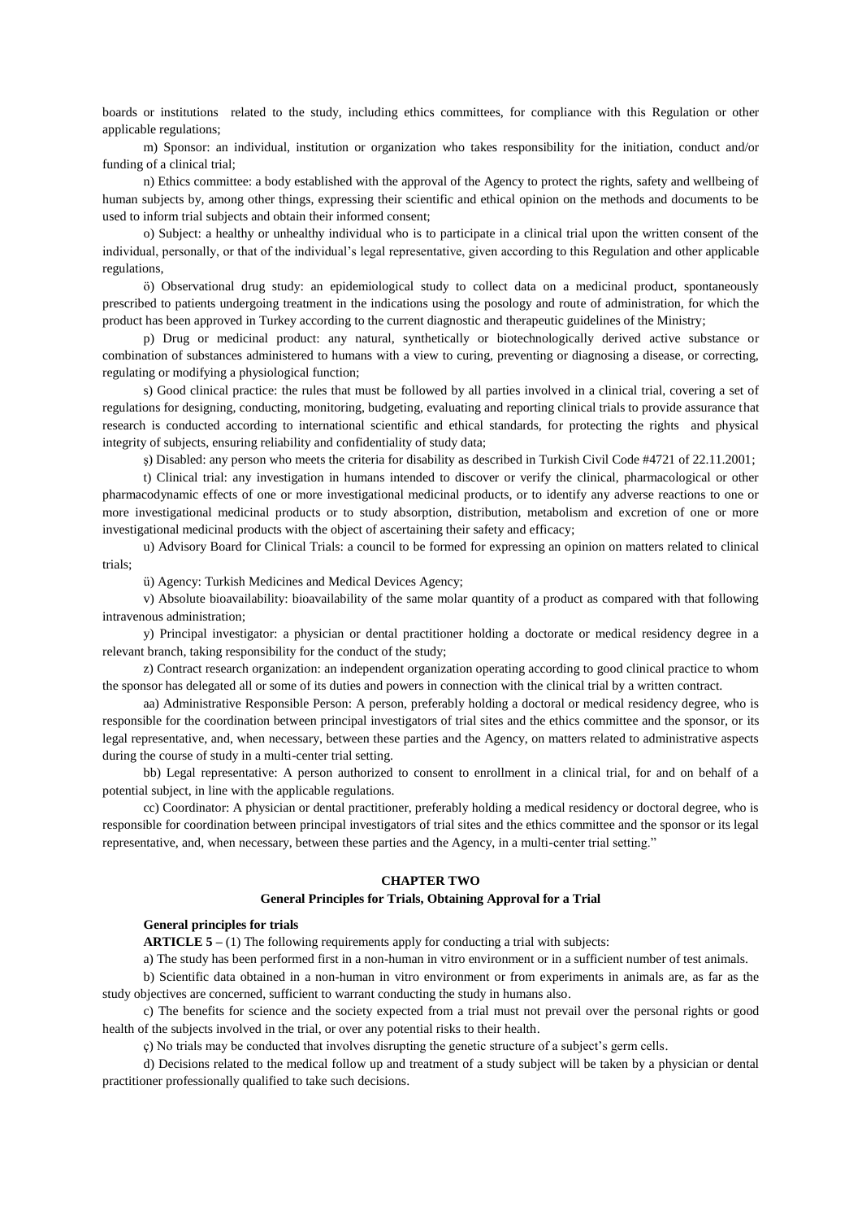boards or institutions related to the study, including ethics committees, for compliance with this Regulation or other applicable regulations;

m) Sponsor: an individual, institution or organization who takes responsibility for the initiation, conduct and/or funding of a clinical trial;

n) Ethics committee: a body established with the approval of the Agency to protect the rights, safety and wellbeing of human subjects by, among other things, expressing their scientific and ethical opinion on the methods and documents to be used to inform trial subjects and obtain their informed consent;

o) Subject: a healthy or unhealthy individual who is to participate in a clinical trial upon the written consent of the individual, personally, or that of the individual's legal representative, given according to this Regulation and other applicable regulations,

ö) Observational drug study: an epidemiological study to collect data on a medicinal product, spontaneously prescribed to patients undergoing treatment in the indications using the posology and route of administration, for which the product has been approved in Turkey according to the current diagnostic and therapeutic guidelines of the Ministry;

p) Drug or medicinal product: any natural, synthetically or biotechnologically derived active substance or combination of substances administered to humans with a view to curing, preventing or diagnosing a disease, or correcting, regulating or modifying a physiological function;

s) Good clinical practice: the rules that must be followed by all parties involved in a clinical trial, covering a set of regulations for designing, conducting, monitoring, budgeting, evaluating and reporting clinical trials to provide assurance that research is conducted according to international scientific and ethical standards, for protecting the rights and physical integrity of subjects, ensuring reliability and confidentiality of study data;

ş) Disabled: any person who meets the criteria for disability as described in Turkish Civil Code #4721 of 22.11.2001;

t) Clinical trial: any investigation in humans intended to discover or verify the clinical, pharmacological or other pharmacodynamic effects of one or more investigational medicinal products, or to identify any adverse reactions to one or more investigational medicinal products or to study absorption, distribution, metabolism and excretion of one or more investigational medicinal products with the object of ascertaining their safety and efficacy;

u) Advisory Board for Clinical Trials: a council to be formed for expressing an opinion on matters related to clinical trials;

ü) Agency: Turkish Medicines and Medical Devices Agency;

v) Absolute bioavailability: bioavailability of the same molar quantity of a product as compared with that following intravenous administration;

y) Principal investigator: a physician or dental practitioner holding a doctorate or medical residency degree in a relevant branch, taking responsibility for the conduct of the study;

z) Contract research organization: an independent organization operating according to good clinical practice to whom the sponsor has delegated all or some of its duties and powers in connection with the clinical trial by a written contract.

aa) Administrative Responsible Person: A person, preferably holding a doctoral or medical residency degree, who is responsible for the coordination between principal investigators of trial sites and the ethics committee and the sponsor, or its legal representative, and, when necessary, between these parties and the Agency, on matters related to administrative aspects during the course of study in a multi-center trial setting.

bb) Legal representative: A person authorized to consent to enrollment in a clinical trial, for and on behalf of a potential subject, in line with the applicable regulations.

cc) Coordinator: A physician or dental practitioner, preferably holding a medical residency or doctoral degree, who is responsible for coordination between principal investigators of trial sites and the ethics committee and the sponsor or its legal representative, and, when necessary, between these parties and the Agency, in a multi-center trial setting."

## CHAPTER TWO

## General Principles for Trials, Obtaining Approval for a Trial

### General principles for trials

**ARTICLE 5 –** (1) The following requirements apply for conducting a trial with subjects:

a) The study has been performed first in a non-human in vitro environment or in a sufficient number of test animals.

b) Scientific data obtained in a non-human in vitro environment or from experiments in animals are, as far as the study objectives are concerned, sufficient to warrant conducting the study in humans also.

c) The benefits for science and the society expected from a trial must not prevail over the personal rights or good health of the subjects involved in the trial, or over any potential risks to their health.

ç) No trials may be conducted that involves disrupting the genetic structure of a subject's germ cells.

d) Decisions related to the medical follow up and treatment of a study subject will be taken by a physician or dental practitioner professionally qualified to take such decisions.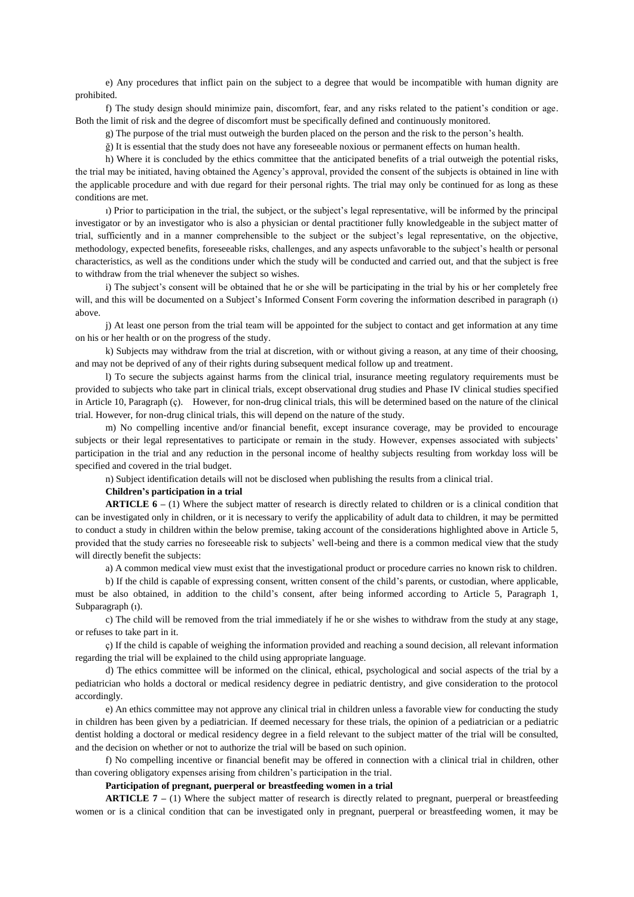e) Any procedures that inflict pain on the subject to a degree that would be incompatible with human dignity are prohibited.

f) The study design should minimize pain, discomfort, fear, and any risks related to the patient's condition or age. Both the limit of risk and the degree of discomfort must be specifically defined and continuously monitored.

g) The purpose of the trial must outweigh the burden placed on the person and the risk to the person's health.

ğ) It is essential that the study does not have any foreseeable noxious or permanent effects on human health.

h) Where it is concluded by the ethics committee that the anticipated benefits of a trial outweigh the potential risks, the trial may be initiated, having obtained the Agency's approval, provided the consent of the subjects is obtained in line with the applicable procedure and with due regard for their personal rights. The trial may only be continued for as long as these conditions are met.

ı) Prior to participation in the trial, the subject, or the subject's legal representative, will be informed by the principal investigator or by an investigator who is also a physician or dental practitioner fully knowledgeable in the subject matter of trial, sufficiently and in a manner comprehensible to the subject or the subject's legal representative, on the objective, methodology, expected benefits, foreseeable risks, challenges, and any aspects unfavorable to the subject's health or personal characteristics, as well as the conditions under which the study will be conducted and carried out, and that the subject is free to withdraw from the trial whenever the subject so wishes.

i) The subject's consent will be obtained that he or she will be participating in the trial by his or her completely free will, and this will be documented on a Subject's Informed Consent Form covering the information described in paragraph (ı) above.

j) At least one person from the trial team will be appointed for the subject to contact and get information at any time on his or her health or on the progress of the study.

k) Subjects may withdraw from the trial at discretion, with or without giving a reason, at any time of their choosing, and may not be deprived of any of their rights during subsequent medical follow up and treatment.

l) To secure the subjects against harms from the clinical trial, insurance meeting regulatory requirements must be provided to subjects who take part in clinical trials, except observational drug studies and Phase IV clinical studies specified in Article 10, Paragraph (ç). However, for non-drug clinical trials, this will be determined based on the nature of the clinical trial. However, for non-drug clinical trials, this will depend on the nature of the study.

m) No compelling incentive and/or financial benefit, except insurance coverage, may be provided to encourage subjects or their legal representatives to participate or remain in the study. However, expenses associated with subjects' participation in the trial and any reduction in the personal income of healthy subjects resulting from workday loss will be specified and covered in the trial budget.

n) Subject identification details will not be disclosed when publishing the results from a clinical trial.

**Children's participation in a trial**

**ARTICLE 6 –** (1) Where the subject matter of research is directly related to children or is a clinical condition that can be investigated only in children, or it is necessary to verify the applicability of adult data to children, it may be permitted to conduct a study in children within the below premise, taking account of the considerations highlighted above in Article 5, provided that the study carries no foreseeable risk to subjects' well-being and there is a common medical view that the study will directly benefit the subjects:

a) A common medical view must exist that the investigational product or procedure carries no known risk to children.

b) If the child is capable of expressing consent, written consent of the child's parents, or custodian, where applicable, must be also obtained, in addition to the child's consent, after being informed according to Article 5, Paragraph 1, Subparagraph (ı).

c) The child will be removed from the trial immediately if he or she wishes to withdraw from the study at any stage, or refuses to take part in it.

ç) If the child is capable of weighing the information provided and reaching a sound decision, all relevant information regarding the trial will be explained to the child using appropriate language.

d) The ethics committee will be informed on the clinical, ethical, psychological and social aspects of the trial by a pediatrician who holds a doctoral or medical residency degree in pediatric dentistry, and give consideration to the protocol accordingly.

e) An ethics committee may not approve any clinical trial in children unless a favorable view for conducting the study in children has been given by a pediatrician. If deemed necessary for these trials, the opinion of a pediatrician or a pediatric dentist holding a doctoral or medical residency degree in a field relevant to the subject matter of the trial will be consulted, and the decision on whether or not to authorize the trial will be based on such opinion.

f) No compelling incentive or financial benefit may be offered in connection with a clinical trial in children, other than covering obligatory expenses arising from children's participation in the trial.

**Participation of pregnant, puerperal or breastfeeding women in a trial**

**ARTICLE 7 –** (1) Where the subject matter of research is directly related to pregnant, puerperal or breastfeeding women or is a clinical condition that can be investigated only in pregnant, puerperal or breastfeeding women, it may be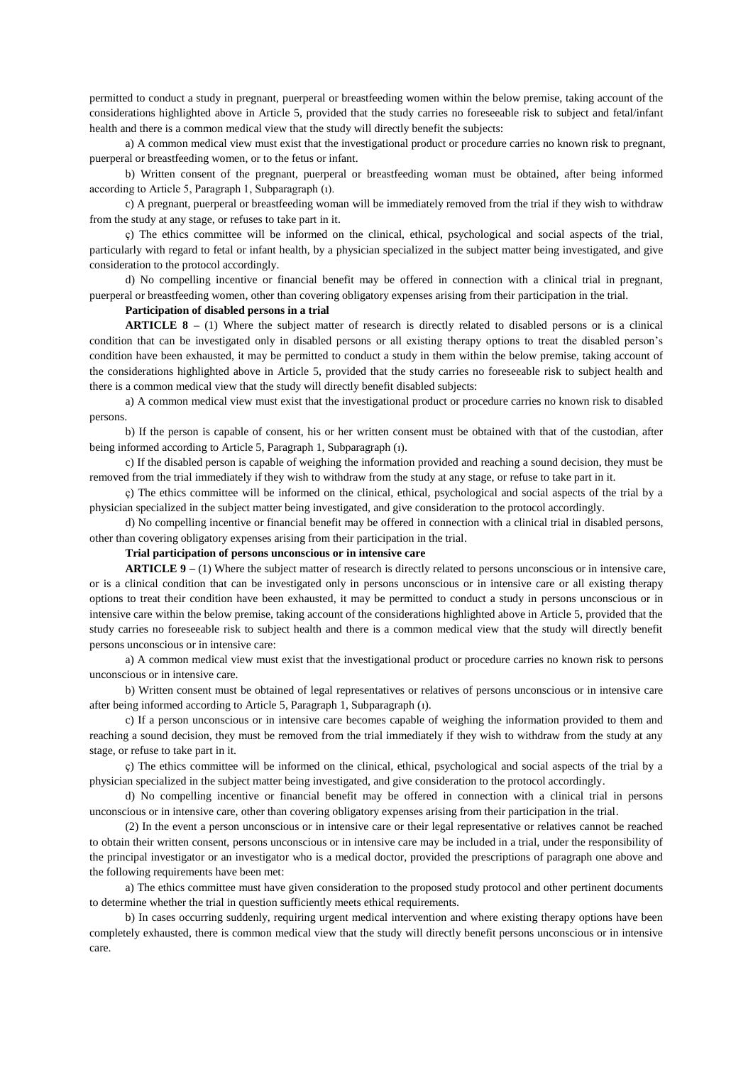permitted to conduct a study in pregnant, puerperal or breastfeeding women within the below premise, taking account of the considerations highlighted above in Article 5, provided that the study carries no foreseeable risk to subject and fetal/infant health and there is a common medical view that the study will directly benefit the subjects:

a) A common medical view must exist that the investigational product or procedure carries no known risk to pregnant, puerperal or breastfeeding women, or to the fetus or infant.

b) Written consent of the pregnant, puerperal or breastfeeding woman must be obtained, after being informed according to Article 5, Paragraph 1, Subparagraph (ı).

c) A pregnant, puerperal or breastfeeding woman will be immediately removed from the trial if they wish to withdraw from the study at any stage, or refuses to take part in it.

ç) The ethics committee will be informed on the clinical, ethical, psychological and social aspects of the trial, particularly with regard to fetal or infant health, by a physician specialized in the subject matter being investigated, and give consideration to the protocol accordingly.

d) No compelling incentive or financial benefit may be offered in connection with a clinical trial in pregnant, puerperal or breastfeeding women, other than covering obligatory expenses arising from their participation in the trial.

**Participation of disabled persons in a trial**

**ARTICLE 8 –** (1) Where the subject matter of research is directly related to disabled persons or is a clinical condition that can be investigated only in disabled persons or all existing therapy options to treat the disabled person's condition have been exhausted, it may be permitted to conduct a study in them within the below premise, taking account of the considerations highlighted above in Article 5, provided that the study carries no foreseeable risk to subject health and there is a common medical view that the study will directly benefit disabled subjects:

a) A common medical view must exist that the investigational product or procedure carries no known risk to disabled persons.

b) If the person is capable of consent, his or her written consent must be obtained with that of the custodian, after being informed according to Article 5, Paragraph 1, Subparagraph (ı).

c) If the disabled person is capable of weighing the information provided and reaching a sound decision, they must be removed from the trial immediately if they wish to withdraw from the study at any stage, or refuse to take part in it.

ç) The ethics committee will be informed on the clinical, ethical, psychological and social aspects of the trial by a physician specialized in the subject matter being investigated, and give consideration to the protocol accordingly.

d) No compelling incentive or financial benefit may be offered in connection with a clinical trial in disabled persons, other than covering obligatory expenses arising from their participation in the trial.

**Trial participation of persons unconscious or in intensive care**

**ARTICLE 9 –** (1) Where the subject matter of research is directly related to persons unconscious or in intensive care, or is a clinical condition that can be investigated only in persons unconscious or in intensive care or all existing therapy options to treat their condition have been exhausted, it may be permitted to conduct a study in persons unconscious or in intensive care within the below premise, taking account of the considerations highlighted above in Article 5, provided that the study carries no foreseeable risk to subject health and there is a common medical view that the study will directly benefit persons unconscious or in intensive care:

a) A common medical view must exist that the investigational product or procedure carries no known risk to persons unconscious or in intensive care.

b) Written consent must be obtained of legal representatives or relatives of persons unconscious or in intensive care after being informed according to Article 5, Paragraph 1, Subparagraph (ı).

c) If a person unconscious or in intensive care becomes capable of weighing the information provided to them and reaching a sound decision, they must be removed from the trial immediately if they wish to withdraw from the study at any stage, or refuse to take part in it.

ç) The ethics committee will be informed on the clinical, ethical, psychological and social aspects of the trial by a physician specialized in the subject matter being investigated, and give consideration to the protocol accordingly.

d) No compelling incentive or financial benefit may be offered in connection with a clinical trial in persons unconscious or in intensive care, other than covering obligatory expenses arising from their participation in the trial.

(2) In the event a person unconscious or in intensive care or their legal representative or relatives cannot be reached to obtain their written consent, persons unconscious or in intensive care may be included in a trial, under the responsibility of the principal investigator or an investigator who is a medical doctor, provided the prescriptions of paragraph one above and the following requirements have been met:

a) The ethics committee must have given consideration to the proposed study protocol and other pertinent documents to determine whether the trial in question sufficiently meets ethical requirements.

b) In cases occurring suddenly, requiring urgent medical intervention and where existing therapy options have been completely exhausted, there is common medical view that the study will directly benefit persons unconscious or in intensive care.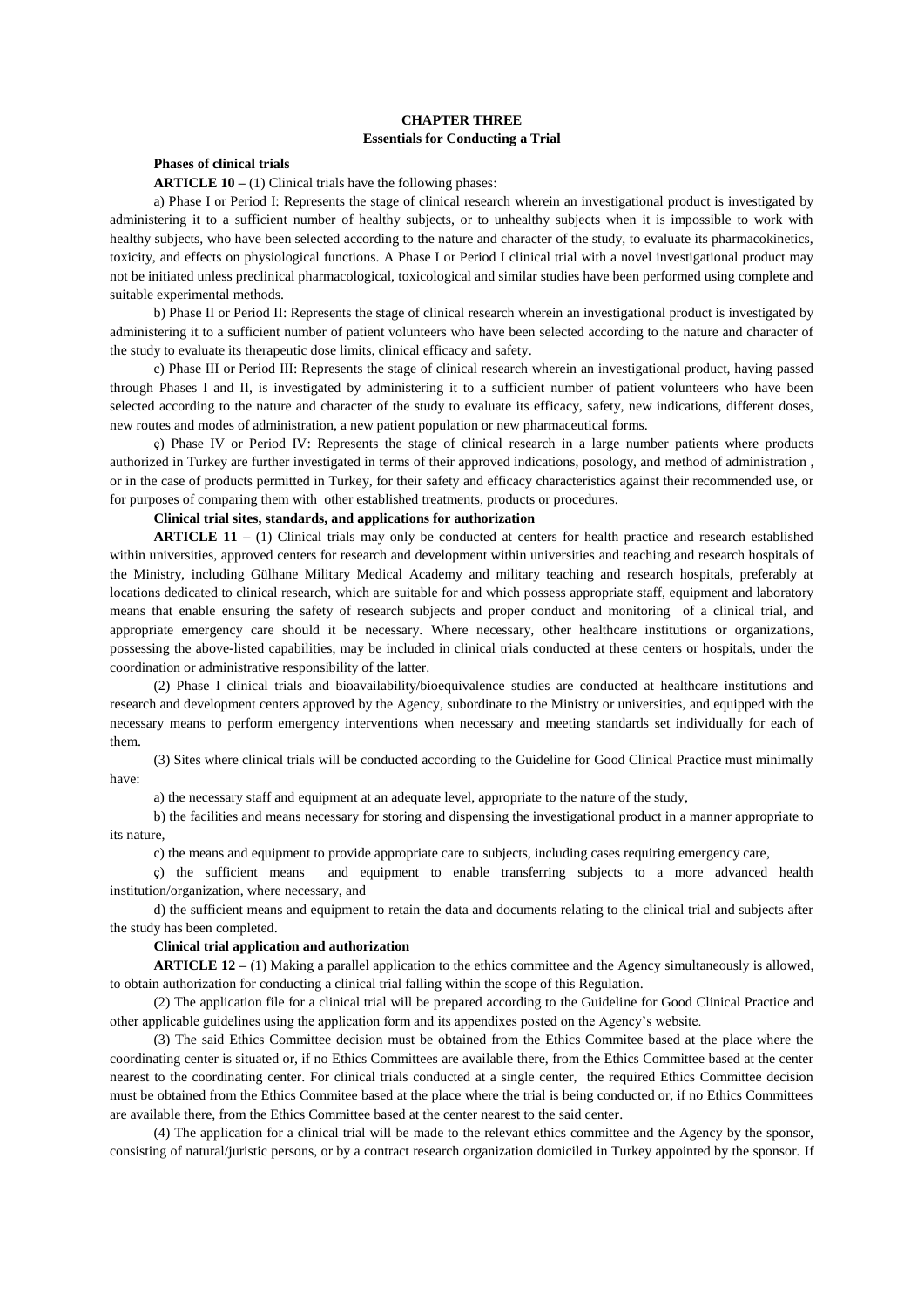## CHAPTER THREE
## Essentials for Conducting a Trial

**Phases of clinical trials**

**ARTICLE 10 –** (1) Clinical trials have the following phases:

a) Phase I or Period I: Represents the stage of clinical research wherein an investigational product is investigated by administering it to a sufficient number of healthy subjects, or to unhealthy subjects when it is impossible to work with healthy subjects, who have been selected according to the nature and character of the study, to evaluate its pharmacokinetics, toxicity, and effects on physiological functions. A Phase I or Period I clinical trial with a novel investigational product may not be initiated unless preclinical pharmacological, toxicological and similar studies have been performed using complete and suitable experimental methods.

b) Phase II or Period II: Represents the stage of clinical research wherein an investigational product is investigated by administering it to a sufficient number of patient volunteers who have been selected according to the nature and character of the study to evaluate its therapeutic dose limits, clinical efficacy and safety.

c) Phase III or Period III: Represents the stage of clinical research wherein an investigational product, having passed through Phases I and II, is investigated by administering it to a sufficient number of patient volunteers who have been selected according to the nature and character of the study to evaluate its efficacy, safety, new indications, different doses, new routes and modes of administration, a new patient population or new pharmaceutical forms.

ç) Phase IV or Period IV: Represents the stage of clinical research in a large number patients where products authorized in Turkey are further investigated in terms of their approved indications, posology, and method of administration , or in the case of products permitted in Turkey, for their safety and efficacy characteristics against their recommended use, or for purposes of comparing them with other established treatments, products or procedures.

**Clinical trial sites, standards, and applications for authorization**

**ARTICLE 11 –** (1) Clinical trials may only be conducted at centers for health practice and research established within universities, approved centers for research and development within universities and teaching and research hospitals of the Ministry, including Gülhane Military Medical Academy and military teaching and research hospitals, preferably at locations dedicated to clinical research, which are suitable for and which possess appropriate staff, equipment and laboratory means that enable ensuring the safety of research subjects and proper conduct and monitoring of a clinical trial, and appropriate emergency care should it be necessary. Where necessary, other healthcare institutions or organizations, possessing the above-listed capabilities, may be included in clinical trials conducted at these centers or hospitals, under the coordination or administrative responsibility of the latter.

(2) Phase I clinical trials and bioavailability/bioequivalence studies are conducted at healthcare institutions and research and development centers approved by the Agency, subordinate to the Ministry or universities, and equipped with the necessary means to perform emergency interventions when necessary and meeting standards set individually for each of them.

(3) Sites where clinical trials will be conducted according to the Guideline for Good Clinical Practice must minimally have:

a) the necessary staff and equipment at an adequate level, appropriate to the nature of the study,

b) the facilities and means necessary for storing and dispensing the investigational product in a manner appropriate to its nature,

c) the means and equipment to provide appropriate care to subjects, including cases requiring emergency care,

ç) the sufficient means and equipment to enable transferring subjects to a more advanced health institution/organization, where necessary, and

d) the sufficient means and equipment to retain the data and documents relating to the clinical trial and subjects after the study has been completed.

**Clinical trial application and authorization**

**ARTICLE 12 –** (1) Making a parallel application to the ethics committee and the Agency simultaneously is allowed, to obtain authorization for conducting a clinical trial falling within the scope of this Regulation.

(2) The application file for a clinical trial will be prepared according to the Guideline for Good Clinical Practice and other applicable guidelines using the application form and its appendixes posted on the Agency's website.

(3) The said Ethics Committee decision must be obtained from the Ethics Commitee based at the place where the coordinating center is situated or, if no Ethics Committees are available there, from the Ethics Committee based at the center nearest to the coordinating center. For clinical trials conducted at a single center, the required Ethics Committee decision must be obtained from the Ethics Commitee based at the place where the trial is being conducted or, if no Ethics Committees are available there, from the Ethics Committee based at the center nearest to the said center.

(4) The application for a clinical trial will be made to the relevant ethics committee and the Agency by the sponsor, consisting of natural/juristic persons, or by a contract research organization domiciled in Turkey appointed by the sponsor. If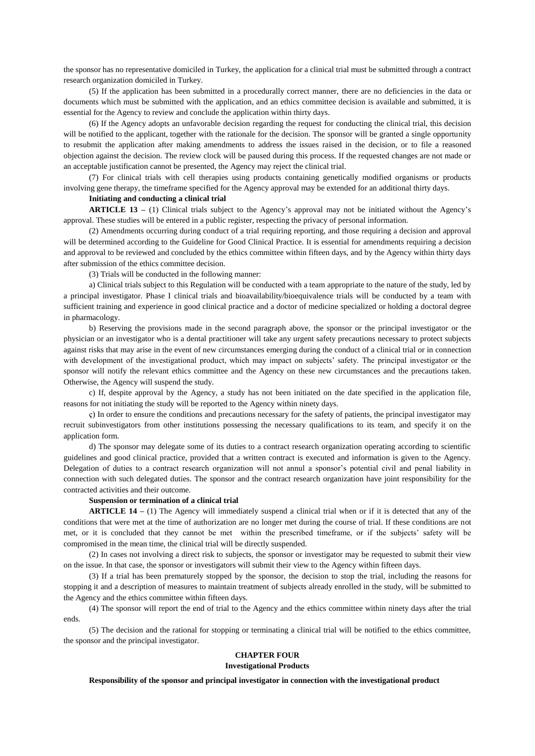the sponsor has no representative domiciled in Turkey, the application for a clinical trial must be submitted through a contract research organization domiciled in Turkey.

(5) If the application has been submitted in a procedurally correct manner, there are no deficiencies in the data or documents which must be submitted with the application, and an ethics committee decision is available and submitted, it is essential for the Agency to review and conclude the application within thirty days.

(6) If the Agency adopts an unfavorable decision regarding the request for conducting the clinical trial, this decision will be notified to the applicant, together with the rationale for the decision. The sponsor will be granted a single opportunity to resubmit the application after making amendments to address the issues raised in the decision, or to file a reasoned objection against the decision. The review clock will be paused during this process. If the requested changes are not made or an acceptable justification cannot be presented, the Agency may reject the clinical trial.

(7) For clinical trials with cell therapies using products containing genetically modified organisms or products involving gene therapy, the timeframe specified for the Agency approval may be extended for an additional thirty days.

**Initiating and conducting a clinical trial**

**ARTICLE 13 –** (1) Clinical trials subject to the Agency's approval may not be initiated without the Agency's approval. These studies will be entered in a public register, respecting the privacy of personal information.

(2) Amendments occurring during conduct of a trial requiring reporting, and those requiring a decision and approval will be determined according to the Guideline for Good Clinical Practice. It is essential for amendments requiring a decision and approval to be reviewed and concluded by the ethics committee within fifteen days, and by the Agency within thirty days after submission of the ethics committee decision.

(3) Trials will be conducted in the following manner:

a) Clinical trials subject to this Regulation will be conducted with a team appropriate to the nature of the study, led by a principal investigator. Phase I clinical trials and bioavailability/bioequivalence trials will be conducted by a team with sufficient training and experience in good clinical practice and a doctor of medicine specialized or holding a doctoral degree in pharmacology.

b) Reserving the provisions made in the second paragraph above, the sponsor or the principal investigator or the physician or an investigator who is a dental practitioner will take any urgent safety precautions necessary to protect subjects against risks that may arise in the event of new circumstances emerging during the conduct of a clinical trial or in connection with development of the investigational product, which may impact on subjects' safety. The principal investigator or the sponsor will notify the relevant ethics committee and the Agency on these new circumstances and the precautions taken. Otherwise, the Agency will suspend the study.

c) If, despite approval by the Agency, a study has not been initiated on the date specified in the application file, reasons for not initiating the study will be reported to the Agency within ninety days.

ç) In order to ensure the conditions and precautions necessary for the safety of patients, the principal investigator may recruit subinvestigators from other institutions possessing the necessary qualifications to its team, and specify it on the application form.

d) The sponsor may delegate some of its duties to a contract research organization operating according to scientific guidelines and good clinical practice, provided that a written contract is executed and information is given to the Agency. Delegation of duties to a contract research organization will not annul a sponsor's potential civil and penal liability in connection with such delegated duties. The sponsor and the contract research organization have joint responsibility for the contracted activities and their outcome.

**Suspension or termination of a clinical trial**

**ARTICLE 14 –** (1) The Agency will immediately suspend a clinical trial when or if it is detected that any of the conditions that were met at the time of authorization are no longer met during the course of trial. If these conditions are not met, or it is concluded that they cannot be met within the prescribed timeframe, or if the subjects' safety will be compromised in the mean time, the clinical trial will be directly suspended.

(2) In cases not involving a direct risk to subjects, the sponsor or investigator may be requested to submit their view on the issue. In that case, the sponsor or investigators will submit their view to the Agency within fifteen days.

(3) If a trial has been prematurely stopped by the sponsor, the decision to stop the trial, including the reasons for stopping it and a description of measures to maintain treatment of subjects already enrolled in the study, will be submitted to the Agency and the ethics committee within fifteen days.

(4) The sponsor will report the end of trial to the Agency and the ethics committee within ninety days after the trial ends.

(5) The decision and the rational for stopping or terminating a clinical trial will be notified to the ethics committee, the sponsor and the principal investigator.

## CHAPTER FOUR
## Investigational Products

**Responsibility of the sponsor and principal investigator in connection with the investigational product**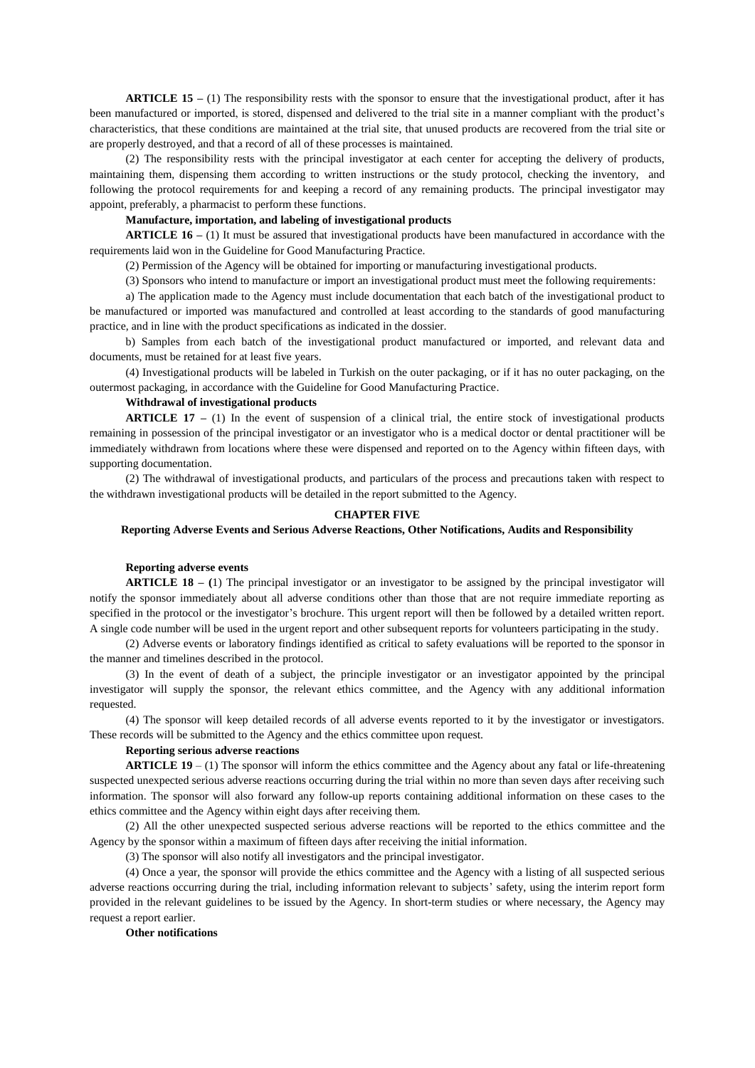**ARTICLE 15 –** (1) The responsibility rests with the sponsor to ensure that the investigational product, after it has been manufactured or imported, is stored, dispensed and delivered to the trial site in a manner compliant with the product's characteristics, that these conditions are maintained at the trial site, that unused products are recovered from the trial site or are properly destroyed, and that a record of all of these processes is maintained.

(2) The responsibility rests with the principal investigator at each center for accepting the delivery of products, maintaining them, dispensing them according to written instructions or the study protocol, checking the inventory, and following the protocol requirements for and keeping a record of any remaining products. The principal investigator may appoint, preferably, a pharmacist to perform these functions.

**Manufacture, importation, and labeling of investigational products**

**ARTICLE 16 –** (1) It must be assured that investigational products have been manufactured in accordance with the requirements laid won in the Guideline for Good Manufacturing Practice.

(2) Permission of the Agency will be obtained for importing or manufacturing investigational products.

(3) Sponsors who intend to manufacture or import an investigational product must meet the following requirements:

a) The application made to the Agency must include documentation that each batch of the investigational product to be manufactured or imported was manufactured and controlled at least according to the standards of good manufacturing practice, and in line with the product specifications as indicated in the dossier.

b) Samples from each batch of the investigational product manufactured or imported, and relevant data and documents, must be retained for at least five years.

(4) Investigational products will be labeled in Turkish on the outer packaging, or if it has no outer packaging, on the outermost packaging, in accordance with the Guideline for Good Manufacturing Practice.

**Withdrawal of investigational products**

**ARTICLE 17 –** (1) In the event of suspension of a clinical trial, the entire stock of investigational products remaining in possession of the principal investigator or an investigator who is a medical doctor or dental practitioner will be immediately withdrawn from locations where these were dispensed and reported on to the Agency within fifteen days, with supporting documentation.

(2) The withdrawal of investigational products, and particulars of the process and precautions taken with respect to the withdrawn investigational products will be detailed in the report submitted to the Agency.

## CHAPTER FIVE

### Reporting Adverse Events and Serious Adverse Reactions, Other Notifications, Audits and Responsibility

**Reporting adverse events**

**ARTICLE 18 – (**1) The principal investigator or an investigator to be assigned by the principal investigator will notify the sponsor immediately about all adverse conditions other than those that are not require immediate reporting as specified in the protocol or the investigator's brochure. This urgent report will then be followed by a detailed written report. A single code number will be used in the urgent report and other subsequent reports for volunteers participating in the study.

(2) Adverse events or laboratory findings identified as critical to safety evaluations will be reported to the sponsor in the manner and timelines described in the protocol.

(3) In the event of death of a subject, the principle investigator or an investigator appointed by the principal investigator will supply the sponsor, the relevant ethics committee, and the Agency with any additional information requested.

(4) The sponsor will keep detailed records of all adverse events reported to it by the investigator or investigators. These records will be submitted to the Agency and the ethics committee upon request.

**Reporting serious adverse reactions**

**ARTICLE 19** – (1) The sponsor will inform the ethics committee and the Agency about any fatal or life-threatening suspected unexpected serious adverse reactions occurring during the trial within no more than seven days after receiving such information. The sponsor will also forward any follow-up reports containing additional information on these cases to the ethics committee and the Agency within eight days after receiving them.

(2) All the other unexpected suspected serious adverse reactions will be reported to the ethics committee and the Agency by the sponsor within a maximum of fifteen days after receiving the initial information.

(3) The sponsor will also notify all investigators and the principal investigator.

(4) Once a year, the sponsor will provide the ethics committee and the Agency with a listing of all suspected serious adverse reactions occurring during the trial, including information relevant to subjects' safety, using the interim report form provided in the relevant guidelines to be issued by the Agency. In short-term studies or where necessary, the Agency may request a report earlier.

**Other notifications**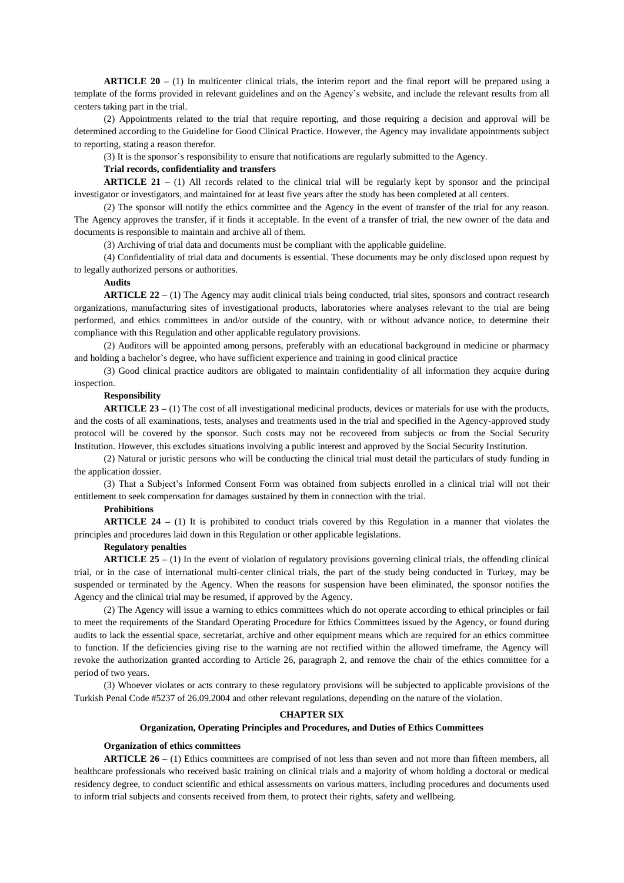**ARTICLE 20 –** (1) In multicenter clinical trials, the interim report and the final report will be prepared using a template of the forms provided in relevant guidelines and on the Agency's website, and include the relevant results from all centers taking part in the trial.

(2) Appointments related to the trial that require reporting, and those requiring a decision and approval will be determined according to the Guideline for Good Clinical Practice. However, the Agency may invalidate appointments subject to reporting, stating a reason therefor.

(3) It is the sponsor's responsibility to ensure that notifications are regularly submitted to the Agency.

**Trial records, confidentiality and transfers**

**ARTICLE 21 –** (1) All records related to the clinical trial will be regularly kept by sponsor and the principal investigator or investigators, and maintained for at least five years after the study has been completed at all centers.

(2) The sponsor will notify the ethics committee and the Agency in the event of transfer of the trial for any reason. The Agency approves the transfer, if it finds it acceptable. In the event of a transfer of trial, the new owner of the data and documents is responsible to maintain and archive all of them.

(3) Archiving of trial data and documents must be compliant with the applicable guideline.

(4) Confidentiality of trial data and documents is essential. These documents may be only disclosed upon request by to legally authorized persons or authorities.

**Audits**

**ARTICLE 22 –** (1) The Agency may audit clinical trials being conducted, trial sites, sponsors and contract research organizations, manufacturing sites of investigational products, laboratories where analyses relevant to the trial are being performed, and ethics committees in and/or outside of the country, with or without advance notice, to determine their compliance with this Regulation and other applicable regulatory provisions.

(2) Auditors will be appointed among persons, preferably with an educational background in medicine or pharmacy and holding a bachelor's degree, who have sufficient experience and training in good clinical practice

(3) Good clinical practice auditors are obligated to maintain confidentiality of all information they acquire during inspection.

**Responsibility**

**ARTICLE 23 –** (1) The cost of all investigational medicinal products, devices or materials for use with the products, and the costs of all examinations, tests, analyses and treatments used in the trial and specified in the Agency-approved study protocol will be covered by the sponsor. Such costs may not be recovered from subjects or from the Social Security Institution. However, this excludes situations involving a public interest and approved by the Social Security Institution.

(2) Natural or juristic persons who will be conducting the clinical trial must detail the particulars of study funding in the application dossier.

(3) That a Subject's Informed Consent Form was obtained from subjects enrolled in a clinical trial will not their entitlement to seek compensation for damages sustained by them in connection with the trial.

**Prohibitions**

**ARTICLE 24 –** (1) It is prohibited to conduct trials covered by this Regulation in a manner that violates the principles and procedures laid down in this Regulation or other applicable legislations.

**Regulatory penalties**

**ARTICLE 25 –** (1) In the event of violation of regulatory provisions governing clinical trials, the offending clinical trial, or in the case of international multi-center clinical trials, the part of the study being conducted in Turkey, may be suspended or terminated by the Agency. When the reasons for suspension have been eliminated, the sponsor notifies the Agency and the clinical trial may be resumed, if approved by the Agency.

(2) The Agency will issue a warning to ethics committees which do not operate according to ethical principles or fail to meet the requirements of the Standard Operating Procedure for Ethics Committees issued by the Agency, or found during audits to lack the essential space, secretariat, archive and other equipment means which are required for an ethics committee to function. If the deficiencies giving rise to the warning are not rectified within the allowed timeframe, the Agency will revoke the authorization granted according to Article 26, paragraph 2, and remove the chair of the ethics committee for a period of two years.

(3) Whoever violates or acts contrary to these regulatory provisions will be subjected to applicable provisions of the Turkish Penal Code #5237 of 26.09.2004 and other relevant regulations, depending on the nature of the violation.

## CHAPTER SIX

## Organization, Operating Principles and Procedures, and Duties of Ethics Committees

**Organization of ethics committees**

**ARTICLE 26 –** (1) Ethics committees are comprised of not less than seven and not more than fifteen members, all healthcare professionals who received basic training on clinical trials and a majority of whom holding a doctoral or medical residency degree, to conduct scientific and ethical assessments on various matters, including procedures and documents used to inform trial subjects and consents received from them, to protect their rights, safety and wellbeing.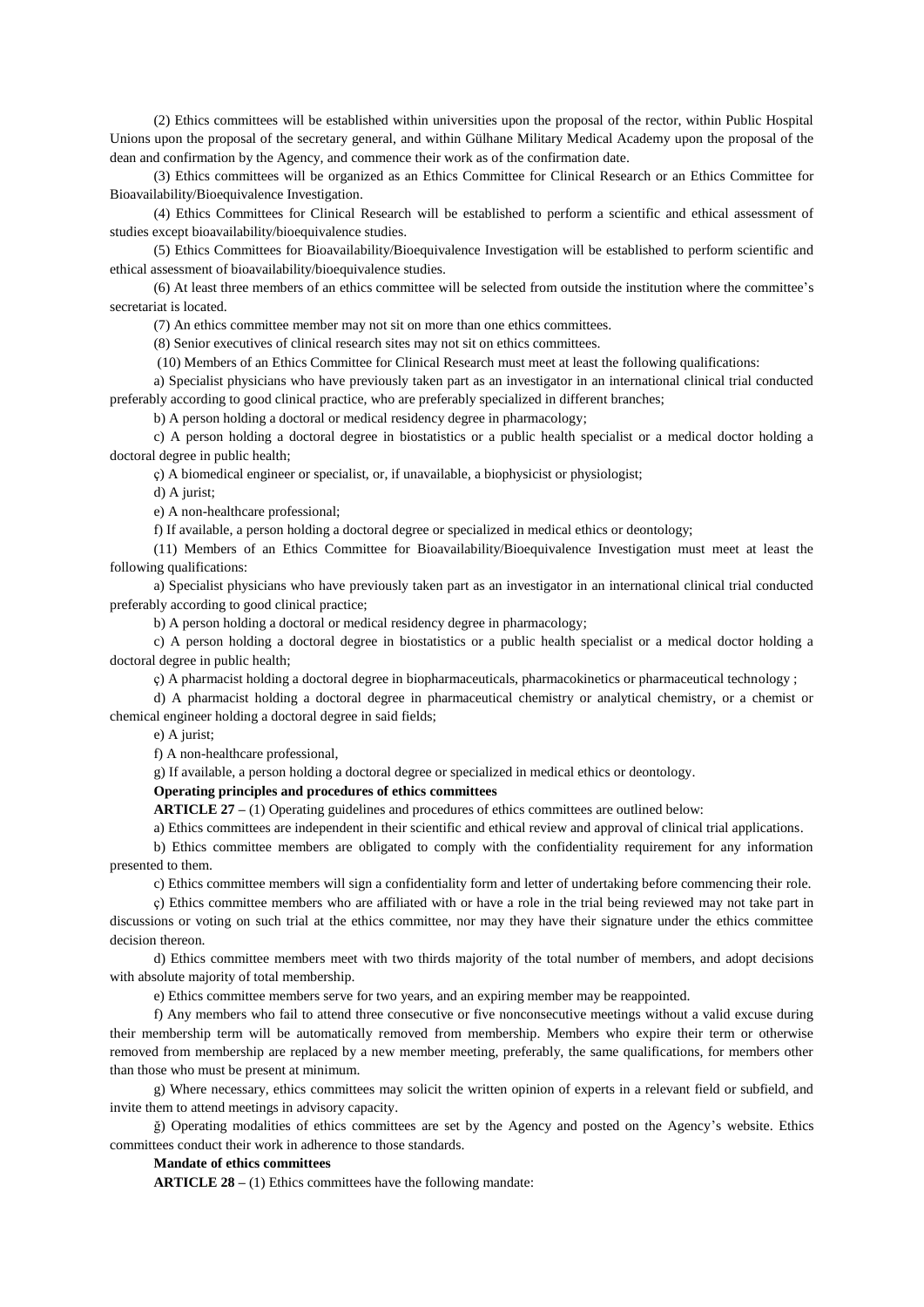(2) Ethics committees will be established within universities upon the proposal of the rector, within Public Hospital Unions upon the proposal of the secretary general, and within Gülhane Military Medical Academy upon the proposal of the dean and confirmation by the Agency, and commence their work as of the confirmation date.

(3) Ethics committees will be organized as an Ethics Committee for Clinical Research or an Ethics Committee for Bioavailability/Bioequivalence Investigation.

(4) Ethics Committees for Clinical Research will be established to perform a scientific and ethical assessment of studies except bioavailability/bioequivalence studies.

(5) Ethics Committees for Bioavailability/Bioequivalence Investigation will be established to perform scientific and ethical assessment of bioavailability/bioequivalence studies.

(6) At least three members of an ethics committee will be selected from outside the institution where the committee's secretariat is located.

(7) An ethics committee member may not sit on more than one ethics committees.

(8) Senior executives of clinical research sites may not sit on ethics committees.

(10) Members of an Ethics Committee for Clinical Research must meet at least the following qualifications:

a) Specialist physicians who have previously taken part as an investigator in an international clinical trial conducted preferably according to good clinical practice, who are preferably specialized in different branches;

b) A person holding a doctoral or medical residency degree in pharmacology;

c) A person holding a doctoral degree in biostatistics or a public health specialist or a medical doctor holding a doctoral degree in public health;

ç) A biomedical engineer or specialist, or, if unavailable, a biophysicist or physiologist;

d) A jurist;

e) A non-healthcare professional;

f) If available, a person holding a doctoral degree or specialized in medical ethics or deontology;

(11) Members of an Ethics Committee for Bioavailability/Bioequivalence Investigation must meet at least the following qualifications:

a) Specialist physicians who have previously taken part as an investigator in an international clinical trial conducted preferably according to good clinical practice;

b) A person holding a doctoral or medical residency degree in pharmacology;

c) A person holding a doctoral degree in biostatistics or a public health specialist or a medical doctor holding a doctoral degree in public health;

ç) A pharmacist holding a doctoral degree in biopharmaceuticals, pharmacokinetics or pharmaceutical technology ;

d) A pharmacist holding a doctoral degree in pharmaceutical chemistry or analytical chemistry, or a chemist or chemical engineer holding a doctoral degree in said fields;

e) A jurist;

f) A non-healthcare professional,

g) If available, a person holding a doctoral degree or specialized in medical ethics or deontology.

**Operating principles and procedures of ethics committees**

**ARTICLE 27 –** (1) Operating guidelines and procedures of ethics committees are outlined below:

a) Ethics committees are independent in their scientific and ethical review and approval of clinical trial applications.

b) Ethics committee members are obligated to comply with the confidentiality requirement for any information presented to them.

c) Ethics committee members will sign a confidentiality form and letter of undertaking before commencing their role.

ç) Ethics committee members who are affiliated with or have a role in the trial being reviewed may not take part in discussions or voting on such trial at the ethics committee, nor may they have their signature under the ethics committee decision thereon.

d) Ethics committee members meet with two thirds majority of the total number of members, and adopt decisions with absolute majority of total membership.

e) Ethics committee members serve for two years, and an expiring member may be reappointed.

f) Any members who fail to attend three consecutive or five nonconsecutive meetings without a valid excuse during their membership term will be automatically removed from membership. Members who expire their term or otherwise removed from membership are replaced by a new member meeting, preferably, the same qualifications, for members other than those who must be present at minimum.

g) Where necessary, ethics committees may solicit the written opinion of experts in a relevant field or subfield, and invite them to attend meetings in advisory capacity.

ğ) Operating modalities of ethics committees are set by the Agency and posted on the Agency's website. Ethics committees conduct their work in adherence to those standards.

**Mandate of ethics committees**

**ARTICLE 28 –** (1) Ethics committees have the following mandate: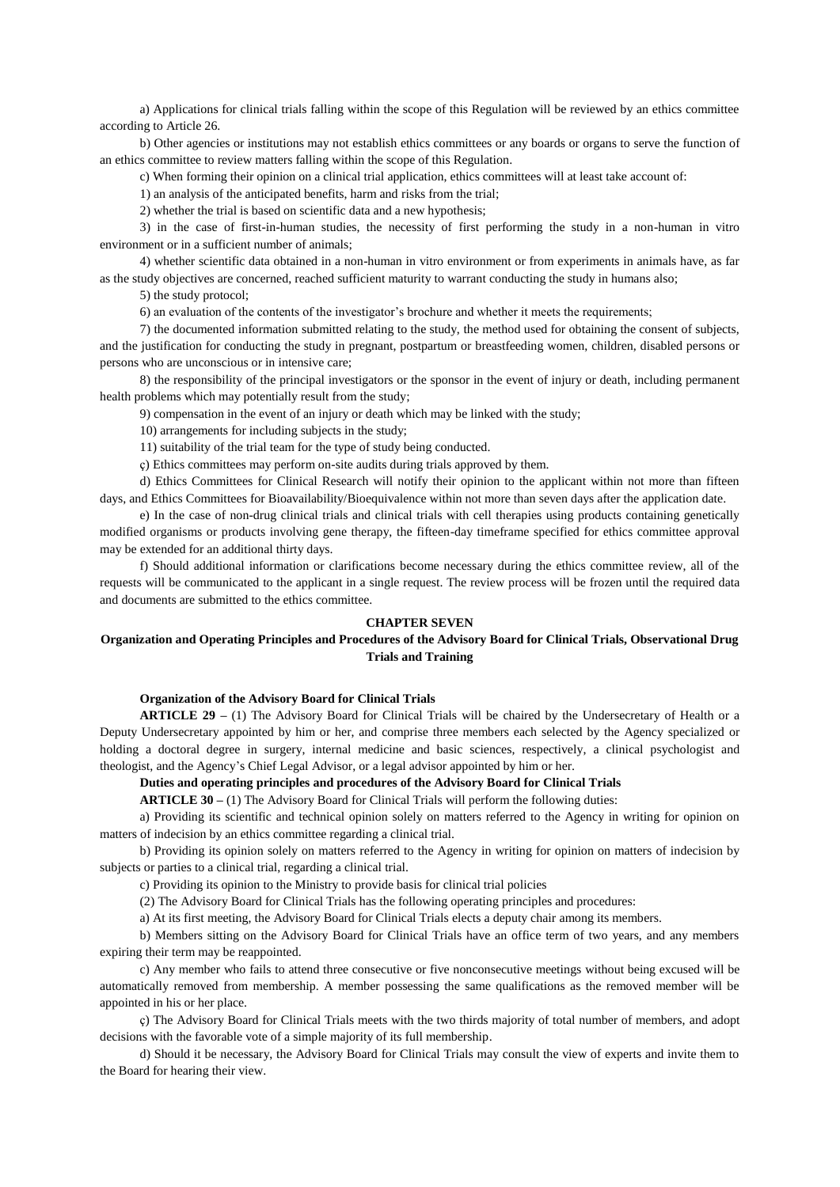a) Applications for clinical trials falling within the scope of this Regulation will be reviewed by an ethics committee according to Article 26.

b) Other agencies or institutions may not establish ethics committees or any boards or organs to serve the function of an ethics committee to review matters falling within the scope of this Regulation.

c) When forming their opinion on a clinical trial application, ethics committees will at least take account of:

1) an analysis of the anticipated benefits, harm and risks from the trial;

2) whether the trial is based on scientific data and a new hypothesis;

3) in the case of first-in-human studies, the necessity of first performing the study in a non-human in vitro environment or in a sufficient number of animals;

4) whether scientific data obtained in a non-human in vitro environment or from experiments in animals have, as far as the study objectives are concerned, reached sufficient maturity to warrant conducting the study in humans also;

5) the study protocol;

6) an evaluation of the contents of the investigator's brochure and whether it meets the requirements;

7) the documented information submitted relating to the study, the method used for obtaining the consent of subjects, and the justification for conducting the study in pregnant, postpartum or breastfeeding women, children, disabled persons or persons who are unconscious or in intensive care;

8) the responsibility of the principal investigators or the sponsor in the event of injury or death, including permanent health problems which may potentially result from the study;

9) compensation in the event of an injury or death which may be linked with the study;

10) arrangements for including subjects in the study;

11) suitability of the trial team for the type of study being conducted.

ç) Ethics committees may perform on-site audits during trials approved by them.

d) Ethics Committees for Clinical Research will notify their opinion to the applicant within not more than fifteen days, and Ethics Committees for Bioavailability/Bioequivalence within not more than seven days after the application date.

e) In the case of non-drug clinical trials and clinical trials with cell therapies using products containing genetically modified organisms or products involving gene therapy, the fifteen-day timeframe specified for ethics committee approval may be extended for an additional thirty days.

f) Should additional information or clarifications become necessary during the ethics committee review, all of the requests will be communicated to the applicant in a single request. The review process will be frozen until the required data and documents are submitted to the ethics committee.

## CHAPTER SEVEN

## Organization and Operating Principles and Procedures of the Advisory Board for Clinical Trials, Observational Drug Trials and Training

### Organization of the Advisory Board for Clinical Trials

**ARTICLE 29 –** (1) The Advisory Board for Clinical Trials will be chaired by the Undersecretary of Health or a Deputy Undersecretary appointed by him or her, and comprise three members each selected by the Agency specialized or holding a doctoral degree in surgery, internal medicine and basic sciences, respectively, a clinical psychologist and theologist, and the Agency's Chief Legal Advisor, or a legal advisor appointed by him or her.

### Duties and operating principles and procedures of the Advisory Board for Clinical Trials

**ARTICLE 30 –** (1) The Advisory Board for Clinical Trials will perform the following duties:

a) Providing its scientific and technical opinion solely on matters referred to the Agency in writing for opinion on matters of indecision by an ethics committee regarding a clinical trial.

b) Providing its opinion solely on matters referred to the Agency in writing for opinion on matters of indecision by subjects or parties to a clinical trial, regarding a clinical trial.

c) Providing its opinion to the Ministry to provide basis for clinical trial policies

(2) The Advisory Board for Clinical Trials has the following operating principles and procedures:

a) At its first meeting, the Advisory Board for Clinical Trials elects a deputy chair among its members.

b) Members sitting on the Advisory Board for Clinical Trials have an office term of two years, and any members expiring their term may be reappointed.

c) Any member who fails to attend three consecutive or five nonconsecutive meetings without being excused will be automatically removed from membership. A member possessing the same qualifications as the removed member will be appointed in his or her place.

ç) The Advisory Board for Clinical Trials meets with the two thirds majority of total number of members, and adopt decisions with the favorable vote of a simple majority of its full membership.

d) Should it be necessary, the Advisory Board for Clinical Trials may consult the view of experts and invite them to the Board for hearing their view.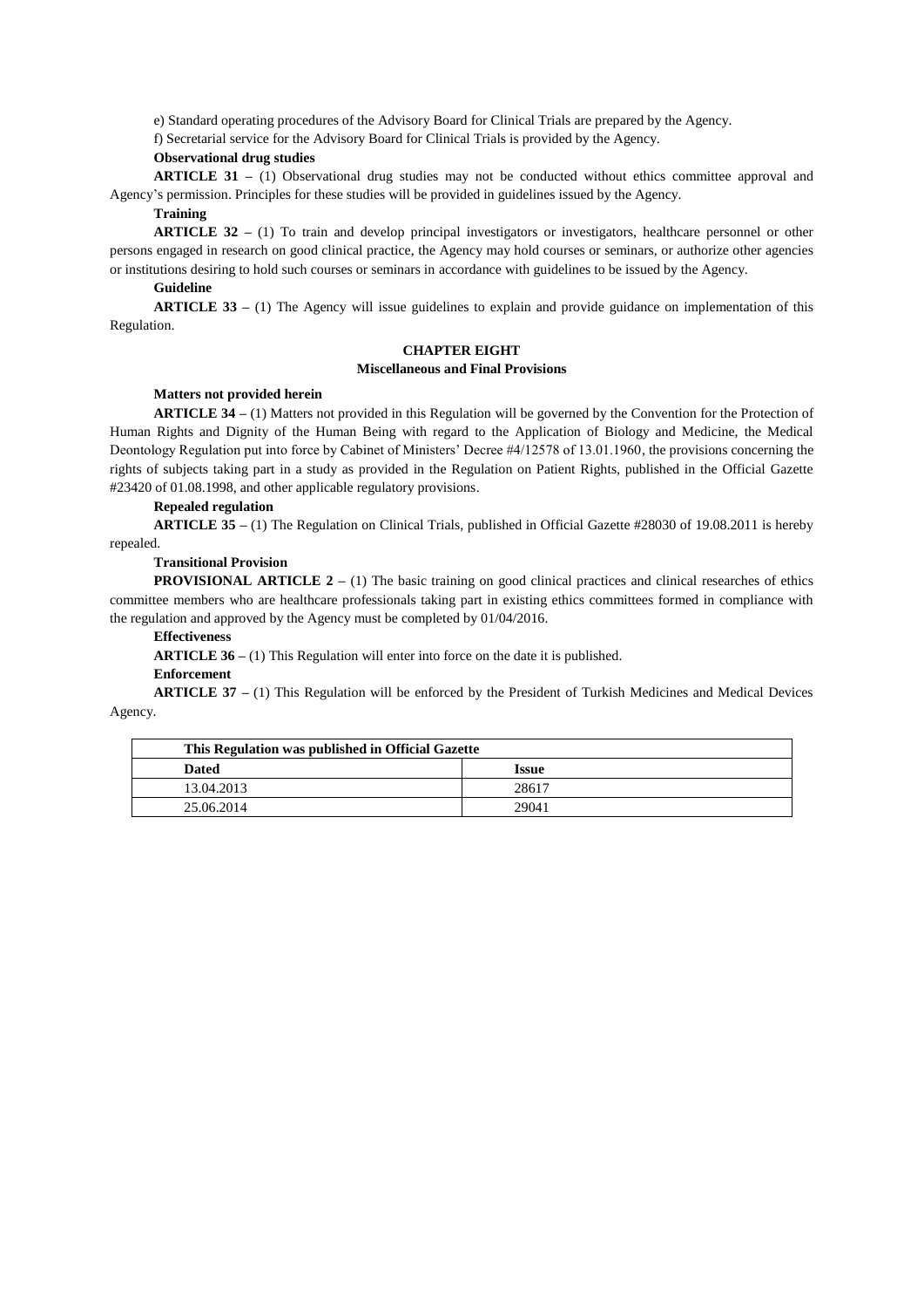e) Standard operating procedures of the Advisory Board for Clinical Trials are prepared by the Agency.

f) Secretarial service for the Advisory Board for Clinical Trials is provided by the Agency.

**Observational drug studies**

**ARTICLE 31 –** (1) Observational drug studies may not be conducted without ethics committee approval and Agency's permission. Principles for these studies will be provided in guidelines issued by the Agency.

**Training**

**ARTICLE 32 –** (1) To train and develop principal investigators or investigators, healthcare personnel or other persons engaged in research on good clinical practice, the Agency may hold courses or seminars, or authorize other agencies or institutions desiring to hold such courses or seminars in accordance with guidelines to be issued by the Agency.

**Guideline**

**ARTICLE 33 –** (1) The Agency will issue guidelines to explain and provide guidance on implementation of this Regulation.

## CHAPTER EIGHT
## Miscellaneous and Final Provisions

**Matters not provided herein**

**ARTICLE 34 –** (1) Matters not provided in this Regulation will be governed by the Convention for the Protection of Human Rights and Dignity of the Human Being with regard to the Application of Biology and Medicine, the Medical Deontology Regulation put into force by Cabinet of Ministers' Decree #4/12578 of 13.01.1960, the provisions concerning the rights of subjects taking part in a study as provided in the Regulation on Patient Rights, published in the Official Gazette #23420 of 01.08.1998, and other applicable regulatory provisions.

**Repealed regulation**

**ARTICLE 35 –** (1) The Regulation on Clinical Trials, published in Official Gazette #28030 of 19.08.2011 is hereby repealed.

**Transitional Provision**

**PROVISIONAL ARTICLE 2 –** (1) The basic training on good clinical practices and clinical researches of ethics committee members who are healthcare professionals taking part in existing ethics committees formed in compliance with the regulation and approved by the Agency must be completed by 01/04/2016.

**Effectiveness**

**ARTICLE 36 –** (1) This Regulation will enter into force on the date it is published.

**Enforcement**

**ARTICLE 37 –** (1) This Regulation will be enforced by the President of Turkish Medicines and Medical Devices Agency.

| This Regulation was published in Official Gazette | |
|---|---|
| **Dated** | **Issue** |
| 13.04.2013 | 28617 |
| 25.06.2014 | 29041 |